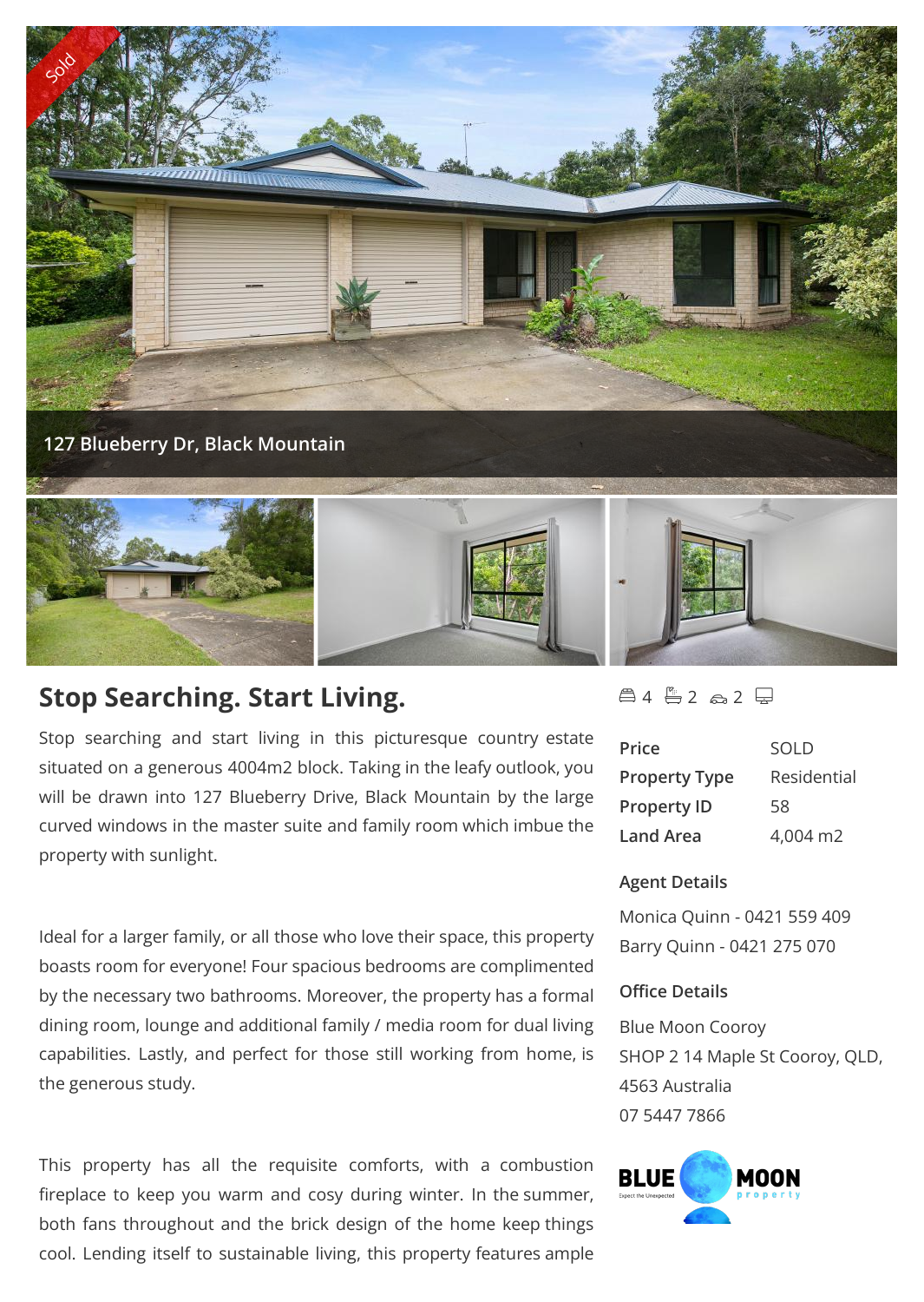Sold

127 Blueberry Dr, Black Mountain

## Stop Searching. Start Living.

4 | 2 | 2

Stop searching and start living in this picturesque country estate situated on a generous 4004m2 block. Taking in the leafy outlook, you will be drawn into 127 Blueberry Drive, Black Mountain by the large curved windows in the master suite and family room which imbue the property with sunlight.

Ideal for a larger family, or all those who love their space, this property boasts room for everyone! Four spacious bedrooms are complimented by the necessary two bathrooms. Moreover, the property has a formal dining room, lounge and additional family / media room for dual living capabilities. Lastly, and perfect for those still working from home, is the generous study.

This property has all the requisite comforts, with a combustion fireplace to keep you warm and cosy during winter. In the summer, both fans throughout and the brick design of the home keep things cool. Lending itself to sustainable living, this property features ample

| | |
|---|---|
| **Price** | SOLD |
| **Property Type** | Residential |
| **Property ID** | 58 |
| **Land Area** | 4,004 m2 |

### Agent Details

Monica Quinn - 0421 559 409
Barry Quinn - 0421 275 070

### Office Details

Blue Moon Cooroy
SHOP 2 14 Maple St Cooroy, QLD, 4563 Australia
07 5447 7866

BLUE MOON property
Expect the Unexpected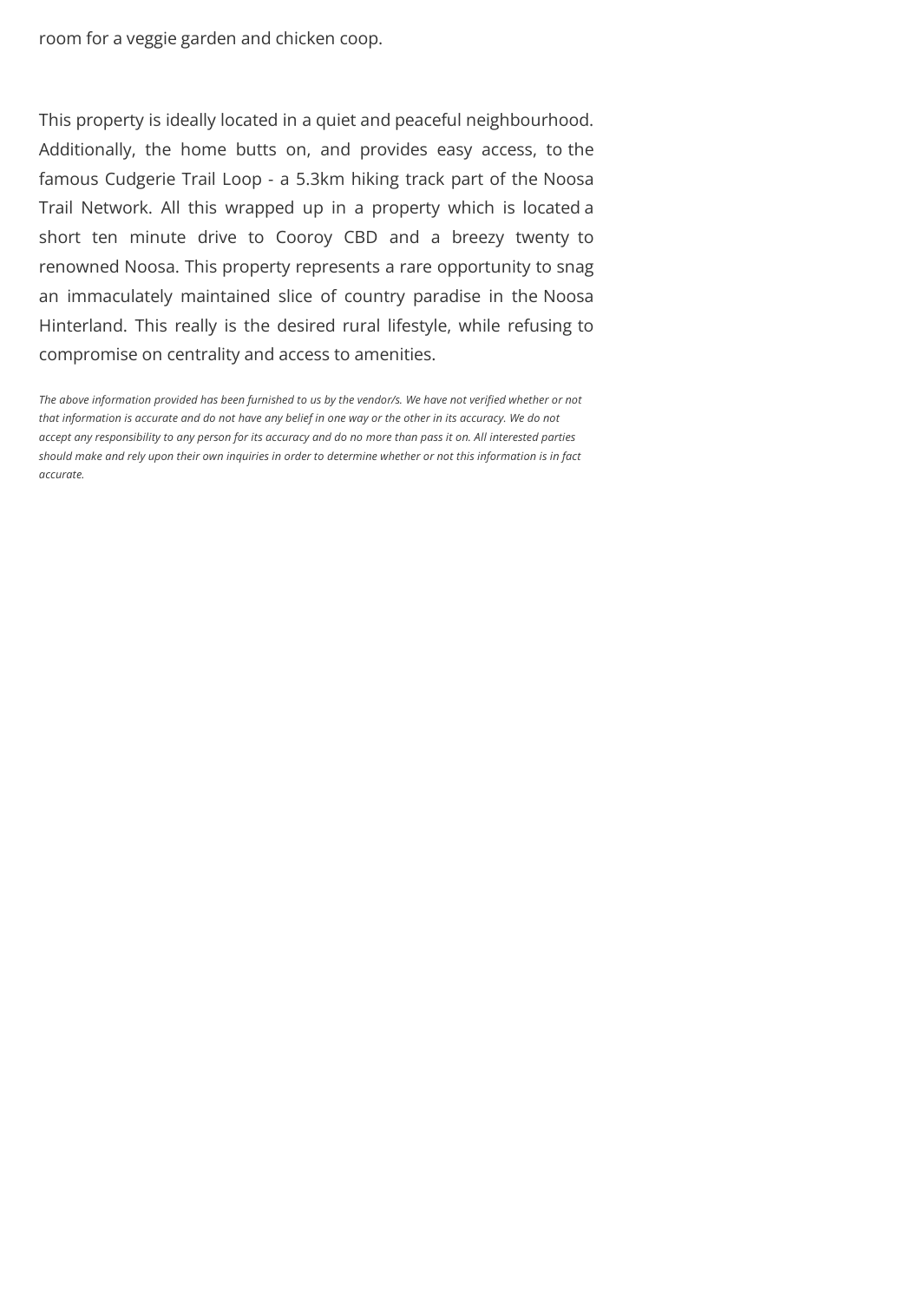room for a veggie garden and chicken coop.

This property is ideally located in a quiet and peaceful neighbourhood. Additionally, the home butts on, and provides easy access, to the famous Cudgerie Trail Loop - a 5.3km hiking track part of the Noosa Trail Network. All this wrapped up in a property which is located a short ten minute drive to Cooroy CBD and a breezy twenty to renowned Noosa. This property represents a rare opportunity to snag an immaculately maintained slice of country paradise in the Noosa Hinterland. This really is the desired rural lifestyle, while refusing to compromise on centrality and access to amenities.

*The above information provided has been furnished to us by the vendor/s. We have not verified whether or not that information is accurate and do not have any belief in one way or the other in its accuracy. We do not accept any responsibility to any person for its accuracy and do no more than pass it on. All interested parties should make and rely upon their own inquiries in order to determine whether or not this information is in fact accurate.*